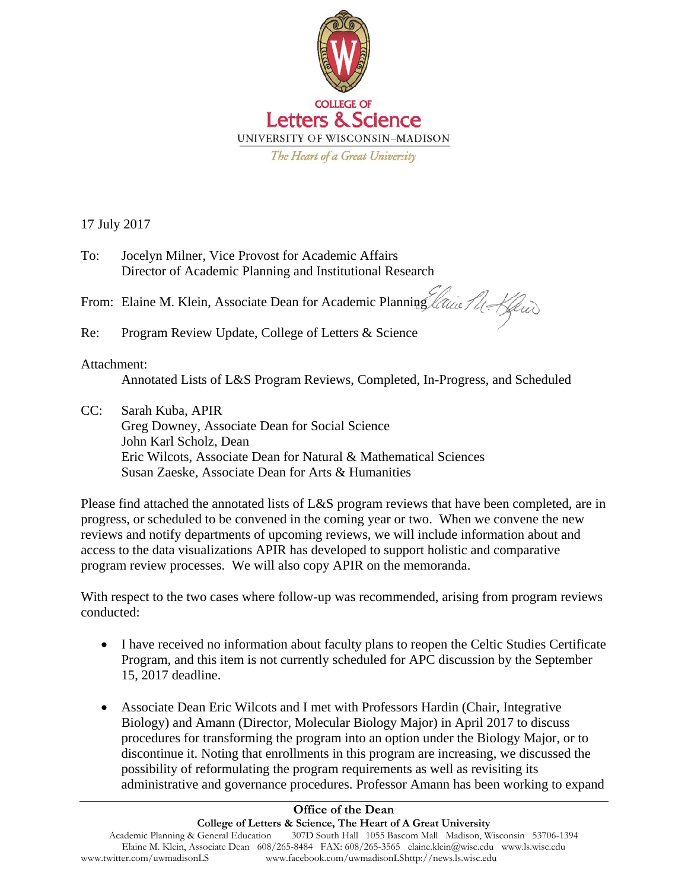COLLEGE OF
Letters & Science
UNIVERSITY OF WISCONSIN–MADISON
*The Heart of a Great University*

17 July 2017

To: Jocelyn Milner, Vice Provost for Academic Affairs
Director of Academic Planning and Institutional Research

From: Elaine M. Klein, Associate Dean for Academic Planning

Re: Program Review Update, College of Letters & Science

Attachment:
Annotated Lists of L&S Program Reviews, Completed, In-Progress, and Scheduled

CC: Sarah Kuba, APIR
Greg Downey, Associate Dean for Social Science
John Karl Scholz, Dean
Eric Wilcots, Associate Dean for Natural & Mathematical Sciences
Susan Zaeske, Associate Dean for Arts & Humanities

Please find attached the annotated lists of L&S program reviews that have been completed, are in progress, or scheduled to be convened in the coming year or two. When we convene the new reviews and notify departments of upcoming reviews, we will include information about and access to the data visualizations APIR has developed to support holistic and comparative program review processes. We will also copy APIR on the memoranda.

With respect to the two cases where follow-up was recommended, arising from program reviews conducted:

- I have received no information about faculty plans to reopen the Celtic Studies Certificate Program, and this item is not currently scheduled for APC discussion by the September 15, 2017 deadline.
- Associate Dean Eric Wilcots and I met with Professors Hardin (Chair, Integrative Biology) and Amann (Director, Molecular Biology Major) in April 2017 to discuss procedures for transforming the program into an option under the Biology Major, or to discontinue it. Noting that enrollments in this program are increasing, we discussed the possibility of reformulating the program requirements as well as revisiting its administrative and governance procedures. Professor Amann has been working to expand

**Office of the Dean**
**College of Letters & Science, The Heart of A Great University**
Academic Planning & General Education 307D South Hall 1055 Bascom Mall Madison, Wisconsin 53706-1394
Elaine M. Klein, Associate Dean 608/265-8484 FAX: 608/265-3565 elaine.klein@wisc.edu www.ls.wisc.edu
www.twitter.com/uwmadisonLS www.facebook.com/uwmadisonLShttp://news.ls.wisc.edu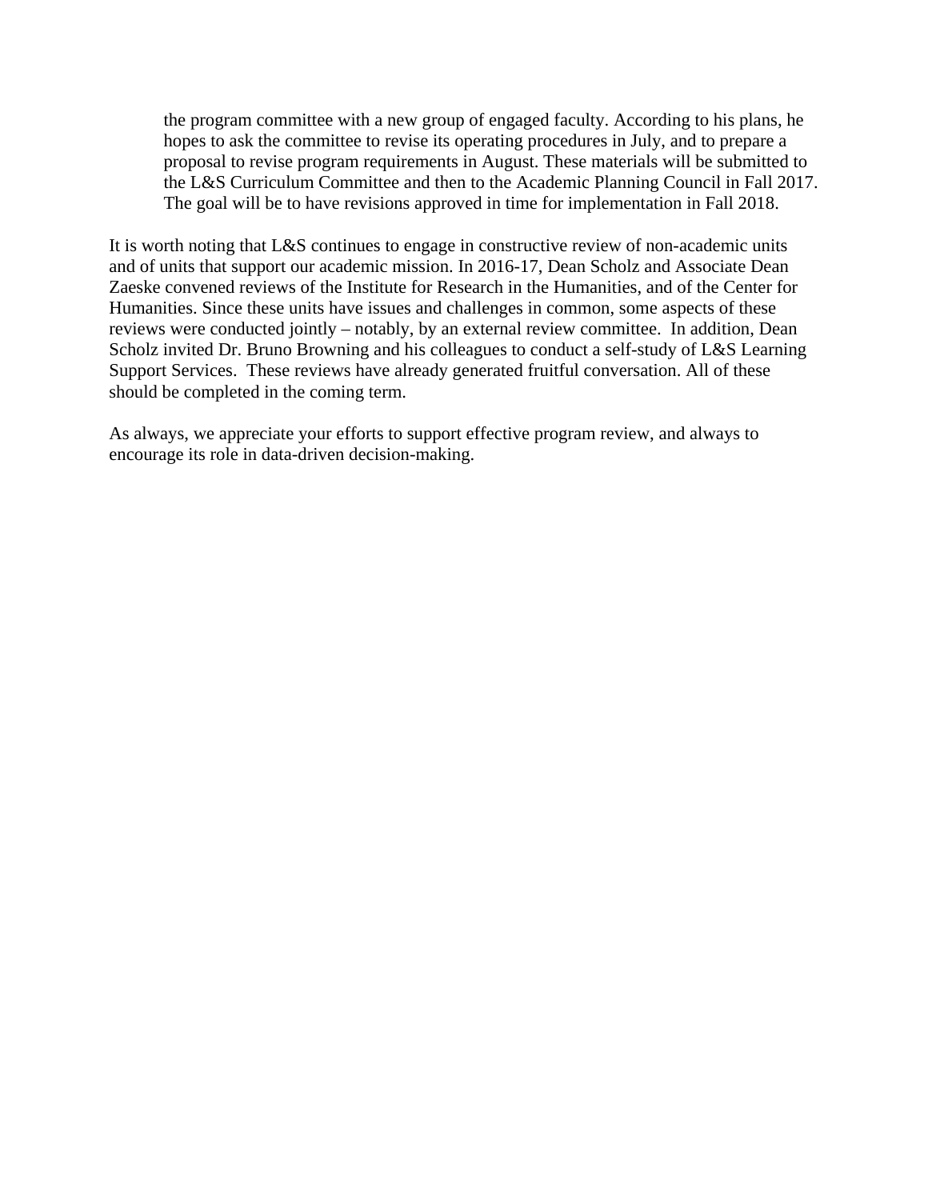the program committee with a new group of engaged faculty. According to his plans, he hopes to ask the committee to revise its operating procedures in July, and to prepare a proposal to revise program requirements in August. These materials will be submitted to the L&S Curriculum Committee and then to the Academic Planning Council in Fall 2017. The goal will be to have revisions approved in time for implementation in Fall 2018.

It is worth noting that L&S continues to engage in constructive review of non-academic units and of units that support our academic mission. In 2016-17, Dean Scholz and Associate Dean Zaeske convened reviews of the Institute for Research in the Humanities, and of the Center for Humanities. Since these units have issues and challenges in common, some aspects of these reviews were conducted jointly – notably, by an external review committee. In addition, Dean Scholz invited Dr. Bruno Browning and his colleagues to conduct a self-study of L&S Learning Support Services. These reviews have already generated fruitful conversation. All of these should be completed in the coming term.

As always, we appreciate your efforts to support effective program review, and always to encourage its role in data-driven decision-making.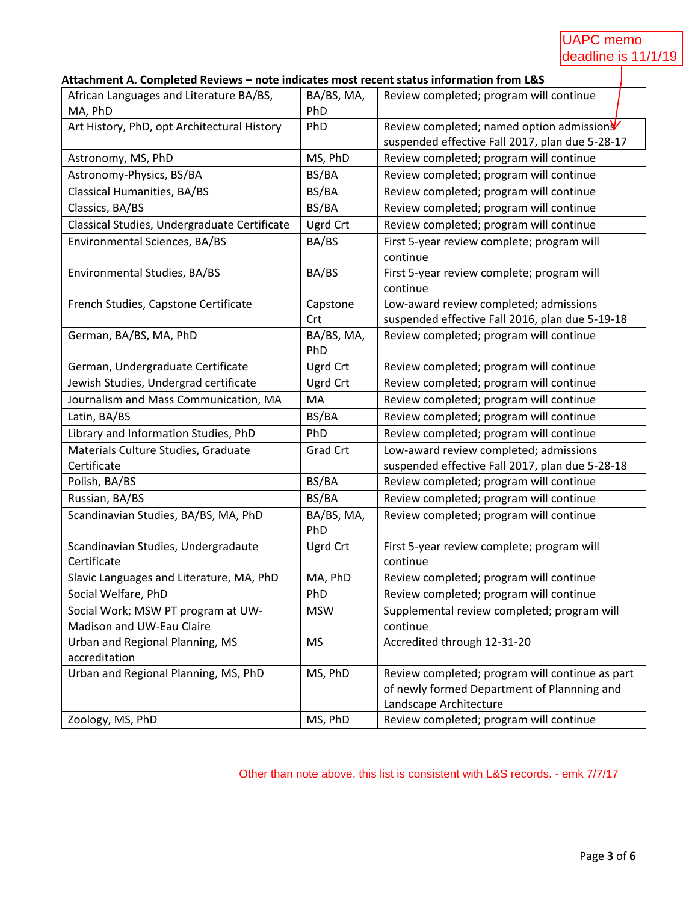UAPC memo deadline is 11/1/19

**Attachment A. Completed Reviews – note indicates most recent status information from L&S**

| | | |
|---|---|---|
| African Languages and Literature BA/BS, MA, PhD | BA/BS, MA, PhD | Review completed; program will continue |
| Art History, PhD, opt Architectural History | PhD | Review completed; named option admissions suspended effective Fall 2017, plan due 5-28-17 |
| Astronomy, MS, PhD | MS, PhD | Review completed; program will continue |
| Astronomy-Physics, BS/BA | BS/BA | Review completed; program will continue |
| Classical Humanities, BA/BS | BS/BA | Review completed; program will continue |
| Classics, BA/BS | BS/BA | Review completed; program will continue |
| Classical Studies, Undergraduate Certificate | Ugrd Crt | Review completed; program will continue |
| Environmental Sciences, BA/BS | BA/BS | First 5-year review complete; program will continue |
| Environmental Studies, BA/BS | BA/BS | First 5-year review complete; program will continue |
| French Studies, Capstone Certificate | Capstone Crt | Low-award review completed; admissions suspended effective Fall 2016, plan due 5-19-18 |
| German, BA/BS, MA, PhD | BA/BS, MA, PhD | Review completed; program will continue |
| German, Undergraduate Certificate | Ugrd Crt | Review completed; program will continue |
| Jewish Studies, Undergrad certificate | Ugrd Crt | Review completed; program will continue |
| Journalism and Mass Communication, MA | MA | Review completed; program will continue |
| Latin, BA/BS | BS/BA | Review completed; program will continue |
| Library and Information Studies, PhD | PhD | Review completed; program will continue |
| Materials Culture Studies, Graduate Certificate | Grad Crt | Low-award review completed; admissions suspended effective Fall 2017, plan due 5-28-18 |
| Polish, BA/BS | BS/BA | Review completed; program will continue |
| Russian, BA/BS | BS/BA | Review completed; program will continue |
| Scandinavian Studies, BA/BS, MA, PhD | BA/BS, MA, PhD | Review completed; program will continue |
| Scandinavian Studies, Undergradaute Certificate | Ugrd Crt | First 5-year review complete; program will continue |
| Slavic Languages and Literature, MA, PhD | MA, PhD | Review completed; program will continue |
| Social Welfare, PhD | PhD | Review completed; program will continue |
| Social Work; MSW PT program at UW-Madison and UW-Eau Claire | MSW | Supplemental review completed; program will continue |
| Urban and Regional Planning, MS accreditation | MS | Accredited through 12-31-20 |
| Urban and Regional Planning, MS, PhD | MS, PhD | Review completed; program will continue as part of newly formed Department of Plannning and Landscape Architecture |
| Zoology, MS, PhD | MS, PhD | Review completed; program will continue |

Other than note above, this list is consistent with L&S records. - emk 7/7/17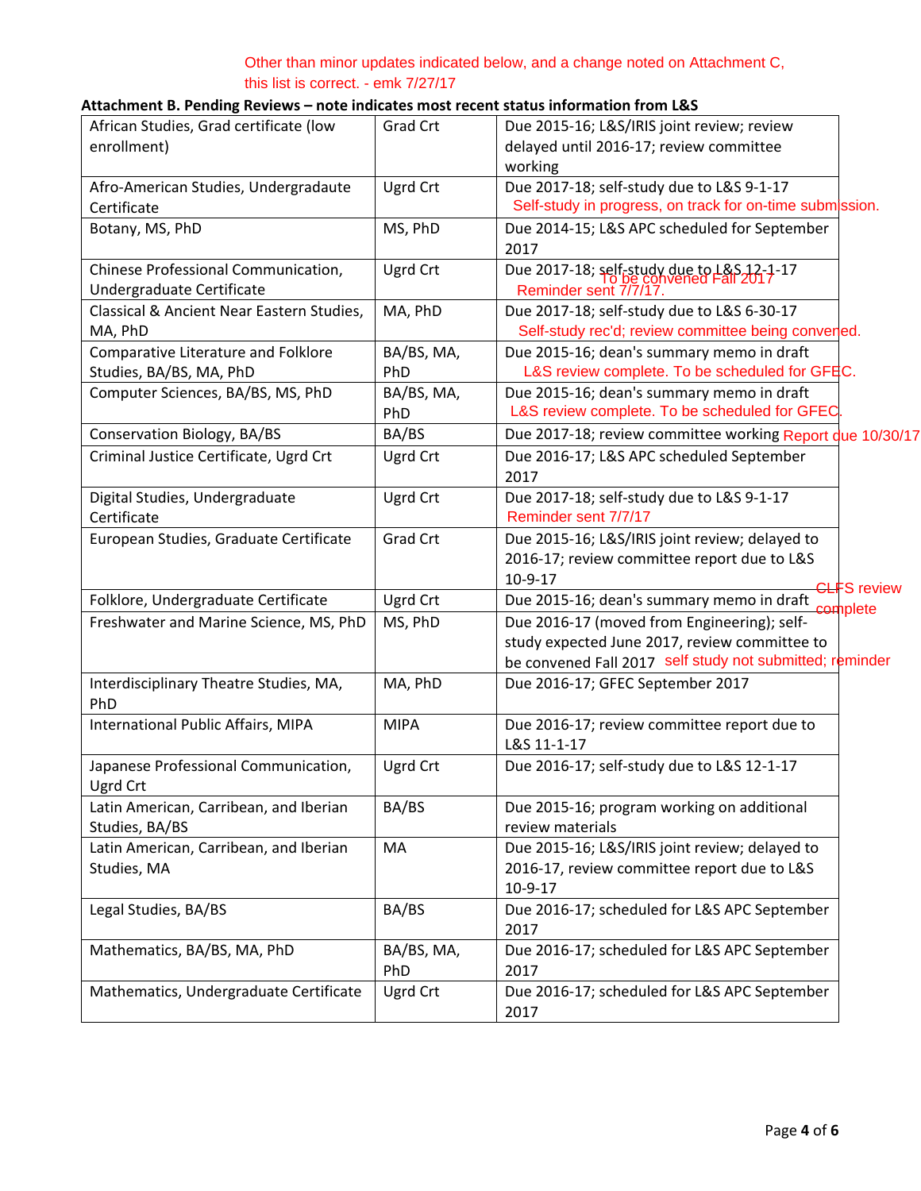Other than minor updates indicated below, and a change noted on Attachment C, this list is correct. - emk 7/27/17

**Attachment B. Pending Reviews – note indicates most recent status information from L&S**

| | | |
|---|---|---|
| African Studies, Grad certificate (low enrollment) | Grad Crt | Due 2015-16; L&S/IRIS joint review; review delayed until 2016-17; review committee working |
| Afro-American Studies, Undergradaute Certificate | Ugrd Crt | Due 2017-18; self-study due to L&S 9-1-17 Self-study in progress, on track for on-time submission. |
| Botany, MS, PhD | MS, PhD | Due 2014-15; L&S APC scheduled for September 2017 |
| Chinese Professional Communication, Undergraduate Certificate | Ugrd Crt | Due 2017-18; self-study due to L&S 12-1-17 To be convened Fall 2017 Reminder sent 7/7/17. |
| Classical & Ancient Near Eastern Studies, MA, PhD | MA, PhD | Due 2017-18; self-study due to L&S 6-30-17 Self-study rec'd; review committee being convened. |
| Comparative Literature and Folklore Studies, BA/BS, MA, PhD | BA/BS, MA, PhD | Due 2015-16; dean's summary memo in draft L&S review complete. To be scheduled for GFEC. |
| Computer Sciences, BA/BS, MS, PhD | BA/BS, MA, PhD | Due 2015-16; dean's summary memo in draft L&S review complete. To be scheduled for GFEC. |
| Conservation Biology, BA/BS | BA/BS | Due 2017-18; review committee working Report due 10/30/17 |
| Criminal Justice Certificate, Ugrd Crt | Ugrd Crt | Due 2016-17; L&S APC scheduled September 2017 |
| Digital Studies, Undergraduate Certificate | Ugrd Crt | Due 2017-18; self-study due to L&S 9-1-17 Reminder sent 7/7/17 |
| European Studies, Graduate Certificate | Grad Crt | Due 2015-16; L&S/IRIS joint review; delayed to 2016-17; review committee report due to L&S 10-9-17 |
| Folklore, Undergraduate Certificate | Ugrd Crt | Due 2015-16; dean's summary memo in draft CLFS review complete |
| Freshwater and Marine Science, MS, PhD | MS, PhD | Due 2016-17 (moved from Engineering); self-study expected June 2017, review committee to be convened Fall 2017 self study not submitted; reminder |
| Interdisciplinary Theatre Studies, MA, PhD | MA, PhD | Due 2016-17; GFEC September 2017 |
| International Public Affairs, MIPA | MIPA | Due 2016-17; review committee report due to L&S 11-1-17 |
| Japanese Professional Communication, Ugrd Crt | Ugrd Crt | Due 2016-17; self-study due to L&S 12-1-17 |
| Latin American, Carribean, and Iberian Studies, BA/BS | BA/BS | Due 2015-16; program working on additional review materials |
| Latin American, Carribean, and Iberian Studies, MA | MA | Due 2015-16; L&S/IRIS joint review; delayed to 2016-17, review committee report due to L&S 10-9-17 |
| Legal Studies, BA/BS | BA/BS | Due 2016-17; scheduled for L&S APC September 2017 |
| Mathematics, BA/BS, MA, PhD | BA/BS, MA, PhD | Due 2016-17; scheduled for L&S APC September 2017 |
| Mathematics, Undergraduate Certificate | Ugrd Crt | Due 2016-17; scheduled for L&S APC September 2017 |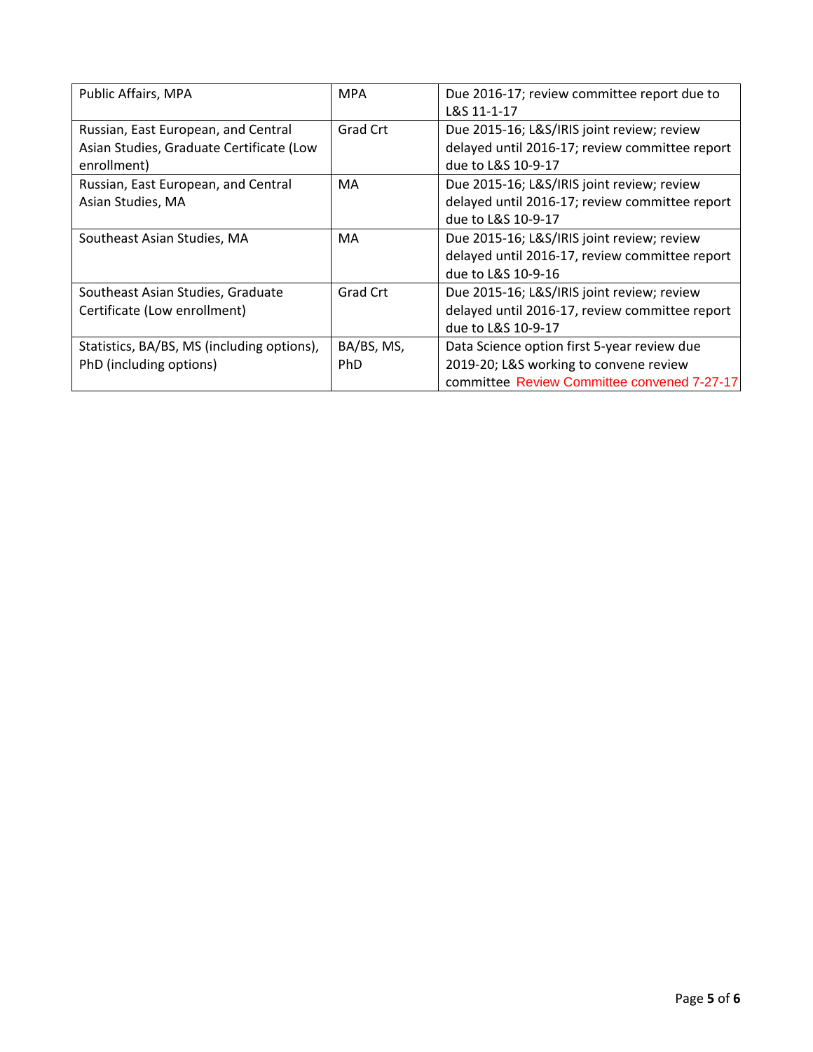| Public Affairs, MPA | MPA | Due 2016-17; review committee report due to L&S 11-1-17 |
|---|---|---|
| Russian, East European, and Central Asian Studies, Graduate Certificate (Low enrollment) | Grad Crt | Due 2015-16; L&S/IRIS joint review; review delayed until 2016-17; review committee report due to L&S 10-9-17 |
| Russian, East European, and Central Asian Studies, MA | MA | Due 2015-16; L&S/IRIS joint review; review delayed until 2016-17; review committee report due to L&S 10-9-17 |
| Southeast Asian Studies, MA | MA | Due 2015-16; L&S/IRIS joint review; review delayed until 2016-17, review committee report due to L&S 10-9-16 |
| Southeast Asian Studies, Graduate Certificate (Low enrollment) | Grad Crt | Due 2015-16; L&S/IRIS joint review; review delayed until 2016-17, review committee report due to L&S 10-9-17 |
| Statistics, BA/BS, MS (including options), PhD (including options) | BA/BS, MS, PhD | Data Science option first 5-year review due 2019-20; L&S working to convene review committee Review Committee convened 7-27-17 |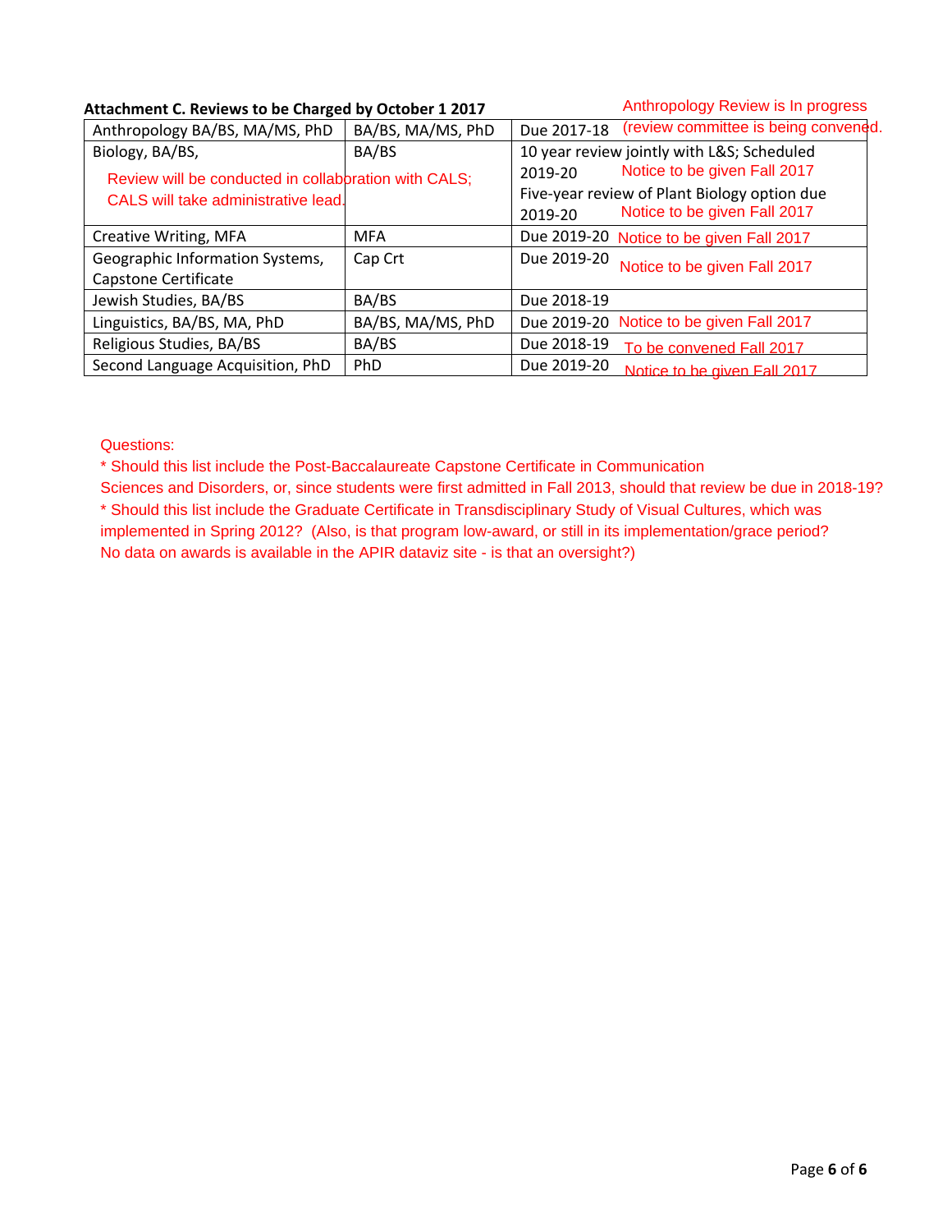**Attachment C. Reviews to be Charged by October 1 2017**

Anthropology Review is In progress

| | | |
|---|---|---|
| Anthropology BA/BS, MA/MS, PhD | BA/BS, MA/MS, PhD | Due 2017-18 (review committee is being convened. |
| Biology, BA/BS, Review will be conducted in collaboration with CALS; CALS will take administrative lead. | BA/BS | 10 year review jointly with L&S; Scheduled 2019-20 Notice to be given Fall 2017 Five-year review of Plant Biology option due 2019-20 Notice to be given Fall 2017 |
| Creative Writing, MFA | MFA | Due 2019-20 Notice to be given Fall 2017 |
| Geographic Information Systems, Capstone Certificate | Cap Crt | Due 2019-20 Notice to be given Fall 2017 |
| Jewish Studies, BA/BS | BA/BS | Due 2018-19 |
| Linguistics, BA/BS, MA, PhD | BA/BS, MA/MS, PhD | Due 2019-20 Notice to be given Fall 2017 |
| Religious Studies, BA/BS | BA/BS | Due 2018-19 To be convened Fall 2017 |
| Second Language Acquisition, PhD | PhD | Due 2019-20 Notice to be given Fall 2017 |

Questions:

* Should this list include the Post-Baccalaureate Capstone Certificate in Communication Sciences and Disorders, or, since students were first admitted in Fall 2013, should that review be due in 2018-19?
* Should this list include the Graduate Certificate in Transdisciplinary Study of Visual Cultures, which was implemented in Spring 2012? (Also, is that program low-award, or still in its implementation/grace period? No data on awards is available in the APIR dataviz site - is that an oversight?)